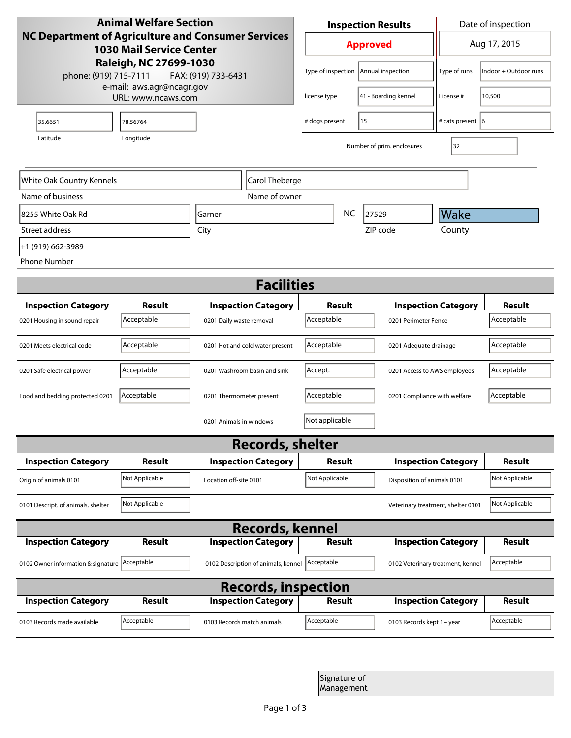**Animal Welfare Section**
**NC Department of Agriculture and Consumer Services**
**1030 Mail Service Center**
**Raleigh, NC 27699-1030**
phone: (919) 715-7111 FAX: (919) 733-6431
e-mail: aws.agr@ncagr.gov
URL: www.ncaws.com

| Inspection Results | Date of inspection |
|---|---|
| **Approved** | Aug 17, 2015 |

| | | | |
|---|---|---|---|
| Type of inspection | Annual inspection | Type of runs | Indoor + Outdoor runs |
| license type | 41 - Boarding kennel | License # | 10,500 |
| # dogs present | 15 | # cats present | 6 |
| Number of prim. enclosures | 32 | | |

| Latitude | Longitude |
|---|---|
| 35.6651 | 78.56764 |

| Name of business | Name of owner |
|---|---|
| White Oak Country Kennels | Carol Theberge |

| Street address | City | State | ZIP code | County |
|---|---|---|---|---|
| 8255 White Oak Rd | Garner | NC | 27529 | Wake |

Phone Number: +1 (919) 662-3989

## Facilities

| Inspection Category | Result | Inspection Category | Result | Inspection Category | Result |
|---|---|---|---|---|---|
| 0201 Housing in sound repair | Acceptable | 0201 Daily waste removal | Acceptable | 0201 Perimeter Fence | Acceptable |
| 0201 Meets electrical code | Acceptable | 0201 Hot and cold water present | Acceptable | 0201 Adequate drainage | Acceptable |
| 0201 Safe electrical power | Acceptable | 0201 Washroom basin and sink | Accept. | 0201 Access to AWS employees | Acceptable |
| Food and bedding protected 0201 | Acceptable | 0201 Thermometer present | Acceptable | 0201 Compliance with welfare | Acceptable |
| | | 0201 Animals in windows | Not applicable | | |

## Records, shelter

| Inspection Category | Result | Inspection Category | Result | Inspection Category | Result |
|---|---|---|---|---|---|
| Origin of animals 0101 | Not Applicable | Location off-site 0101 | Not Applicable | Disposition of animals 0101 | Not Applicable |
| 0101 Descript. of animals, shelter | Not Applicable | | | Veterinary treatment, shelter 0101 | Not Applicable |

## Records, kennel

| Inspection Category | Result | Inspection Category | Result | Inspection Category | Result |
|---|---|---|---|---|---|
| 0102 Owner information & signature | Acceptable | 0102 Description of animals, kennel | Acceptable | 0102 Veterinary treatment, kennel | Acceptable |

## Records, inspection

| Inspection Category | Result | Inspection Category | Result | Inspection Category | Result |
|---|---|---|---|---|---|
| 0103 Records made available | Acceptable | 0103 Records match animals | Acceptable | 0103 Records kept 1+ year | Acceptable |

Signature of Management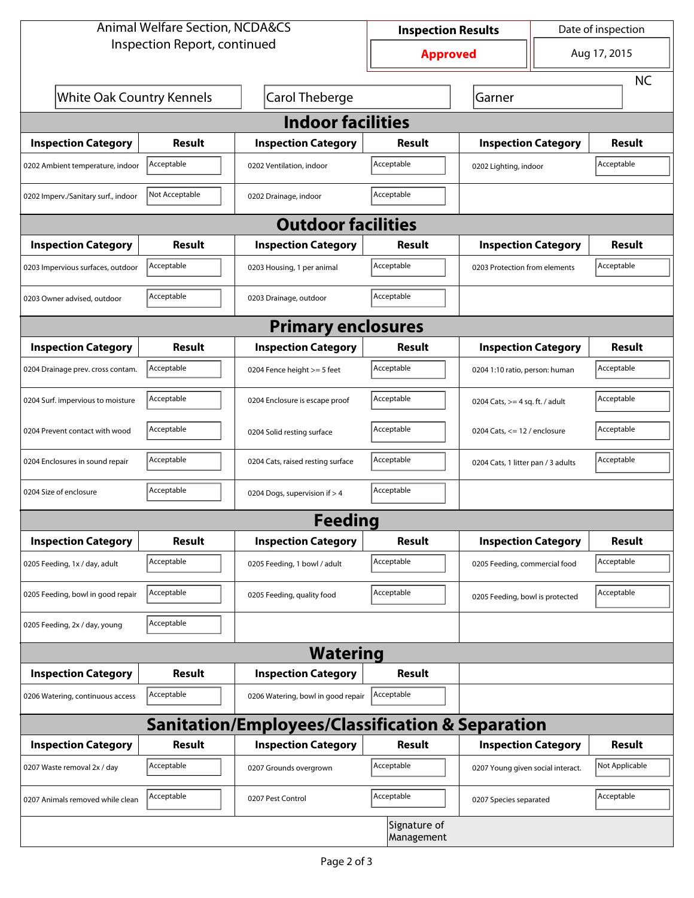Animal Welfare Section, NCDA&CS
Inspection Report, continued

| Inspection Results | Date of inspection |
|---|---|
| **Approved** | Aug 17, 2015 |

| | | | |
|---|---|---|---|
| White Oak Country Kennels | Carol Theberge | Garner | NC |

## Indoor facilities

| Inspection Category | Result | Inspection Category | Result | Inspection Category | Result |
|---|---|---|---|---|---|
| 0202 Ambient temperature, indoor | Acceptable | 0202 Ventilation, indoor | Acceptable | 0202 Lighting, indoor | Acceptable |
| 0202 Imperv./Sanitary surf., indoor | Not Acceptable | 0202 Drainage, indoor | Acceptable | | |

## Outdoor facilities

| Inspection Category | Result | Inspection Category | Result | Inspection Category | Result |
|---|---|---|---|---|---|
| 0203 Impervious surfaces, outdoor | Acceptable | 0203 Housing, 1 per animal | Acceptable | 0203 Protection from elements | Acceptable |
| 0203 Owner advised, outdoor | Acceptable | 0203 Drainage, outdoor | Acceptable | | |

## Primary enclosures

| Inspection Category | Result | Inspection Category | Result | Inspection Category | Result |
|---|---|---|---|---|---|
| 0204 Drainage prev. cross contam. | Acceptable | 0204 Fence height >= 5 feet | Acceptable | 0204 1:10 ratio, person: human | Acceptable |
| 0204 Surf. impervious to moisture | Acceptable | 0204 Enclosure is escape proof | Acceptable | 0204 Cats, >= 4 sq. ft. / adult | Acceptable |
| 0204 Prevent contact with wood | Acceptable | 0204 Solid resting surface | Acceptable | 0204 Cats, <= 12 / enclosure | Acceptable |
| 0204 Enclosures in sound repair | Acceptable | 0204 Cats, raised resting surface | Acceptable | 0204 Cats, 1 litter pan / 3 adults | Acceptable |
| 0204 Size of enclosure | Acceptable | 0204 Dogs, supervision if > 4 | Acceptable | | |

## Feeding

| Inspection Category | Result | Inspection Category | Result | Inspection Category | Result |
|---|---|---|---|---|---|
| 0205 Feeding, 1x / day, adult | Acceptable | 0205 Feeding, 1 bowl / adult | Acceptable | 0205 Feeding, commercial food | Acceptable |
| 0205 Feeding, bowl in good repair | Acceptable | 0205 Feeding, quality food | Acceptable | 0205 Feeding, bowl is protected | Acceptable |
| 0205 Feeding, 2x / day, young | Acceptable | | | | |

## Watering

| Inspection Category | Result | Inspection Category | Result |
|---|---|---|---|
| 0206 Watering, continuous access | Acceptable | 0206 Watering, bowl in good repair | Acceptable |

## Sanitation/Employees/Classification & Separation

| Inspection Category | Result | Inspection Category | Result | Inspection Category | Result |
|---|---|---|---|---|---|
| 0207 Waste removal 2x / day | Acceptable | 0207 Grounds overgrown | Acceptable | 0207 Young given social interact. | Not Applicable |
| 0207 Animals removed while clean | Acceptable | 0207 Pest Control | Acceptable | 0207 Species separated | Acceptable |

Signature of Management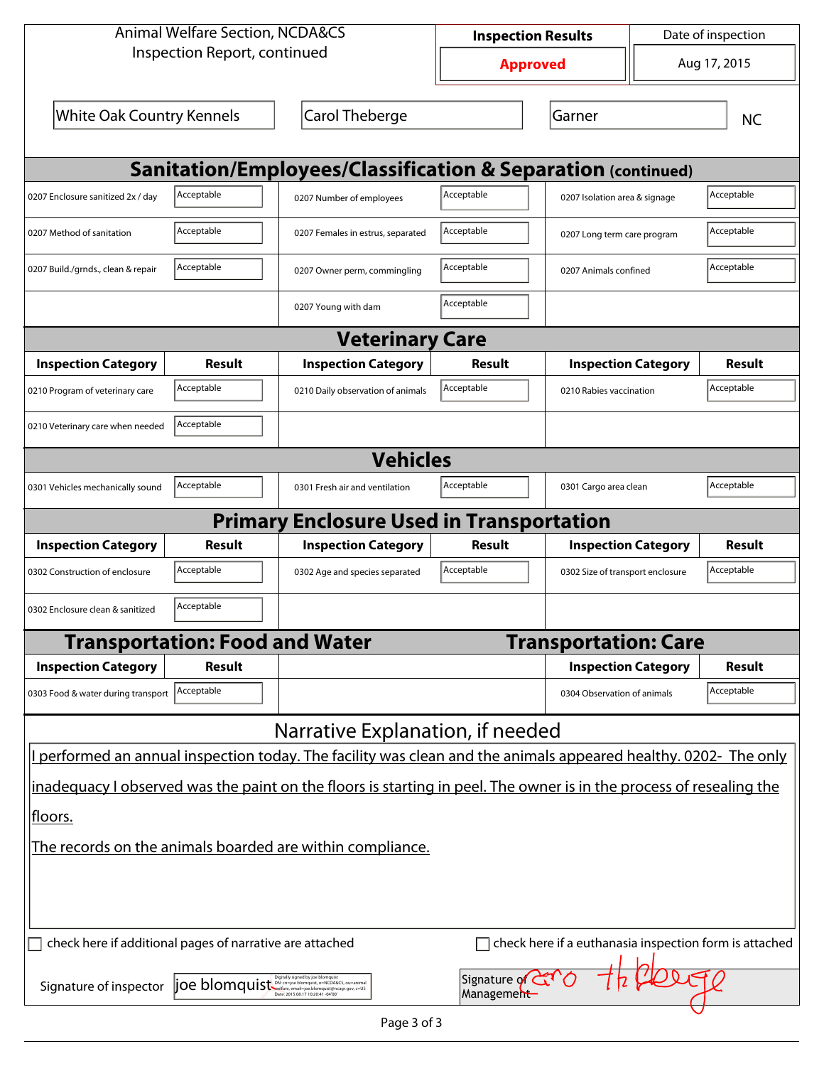Animal Welfare Section, NCDA&CS
Inspection Report, continued

| Inspection Results | Date of inspection |
|---|---|
| Approved | Aug 17, 2015 |

White Oak Country Kennels | Carol Theberge | Garner | NC

## Sanitation/Employees/Classification & Separation (continued)

| | | | | | |
|---|---|---|---|---|---|
| 0207 Enclosure sanitized 2x / day | Acceptable | 0207 Number of employees | Acceptable | 0207 Isolation area & signage | Acceptable |
| 0207 Method of sanitation | Acceptable | 0207 Females in estrus, separated | Acceptable | 0207 Long term care program | Acceptable |
| 0207 Build./grnds., clean & repair | Acceptable | 0207 Owner perm, commingling | Acceptable | 0207 Animals confined | Acceptable |
| | | 0207 Young with dam | Acceptable | | |

## Veterinary Care

| Inspection Category | Result | Inspection Category | Result | Inspection Category | Result |
|---|---|---|---|---|---|
| 0210 Program of veterinary care | Acceptable | 0210 Daily observation of animals | Acceptable | 0210 Rabies vaccination | Acceptable |
| 0210 Veterinary care when needed | Acceptable | | | | |

## Vehicles

| | | | | | |
|---|---|---|---|---|---|
| 0301 Vehicles mechanically sound | Acceptable | 0301 Fresh air and ventilation | Acceptable | 0301 Cargo area clean | Acceptable |

## Primary Enclosure Used in Transportation

| Inspection Category | Result | Inspection Category | Result | Inspection Category | Result |
|---|---|---|---|---|---|
| 0302 Construction of enclosure | Acceptable | 0302 Age and species separated | Acceptable | 0302 Size of transport enclosure | Acceptable |
| 0302 Enclosure clean & sanitized | Acceptable | | | | |

## Transportation: Food and Water / Transportation: Care

| Inspection Category | Result | | Inspection Category | Result |
|---|---|---|---|---|
| 0303 Food & water during transport | Acceptable | | 0304 Observation of animals | Acceptable |

## Narrative Explanation, if needed

I performed an annual inspection today. The facility was clean and the animals appeared healthy. 0202- The only inadequacy I observed was the paint on the floors is starting in peel. The owner is in the process of resealing the floors.

The records on the animals boarded are within compliance.

☐ check here if additional pages of narrative are attached

☐ check here if a euthanasia inspection form is attached

Signature of inspector: joe blomquist (Digitally signed by joe blomquist DN: cn=joe blomquist, o=NCDA&CS, ou=animal welfare, email=joe.blomquist@ncagr.gov, c=US Date: 2015.08.17 10:20:41 -04'00')

Signature of Management: Caro Theberge